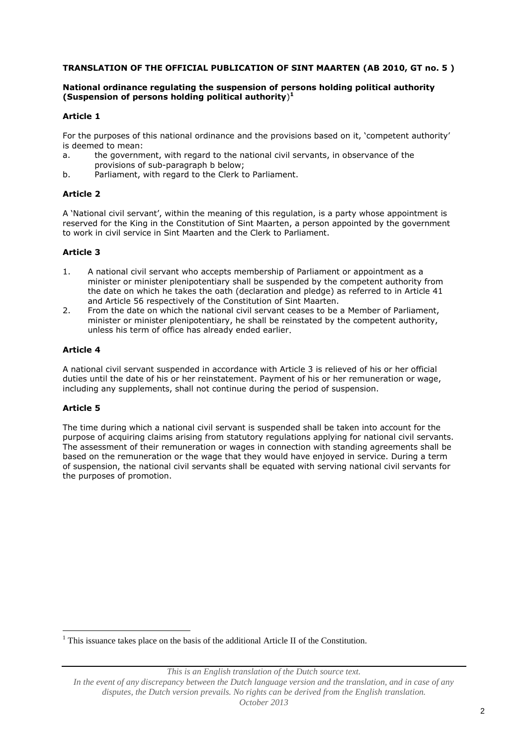**TRANSLATION OF THE OFFICIAL PUBLICATION OF SINT MAARTEN (AB 2010, GT no. 5 )**

**National ordinance regulating the suspension of persons holding political authority (Suspension of persons holding political authority**)[1]

### Article 1

For the purposes of this national ordinance and the provisions based on it, 'competent authority' is deemed to mean:

a. the government, with regard to the national civil servants, in observance of the provisions of sub-paragraph b below;
b. Parliament, with regard to the Clerk to Parliament.

### Article 2

A 'National civil servant', within the meaning of this regulation, is a party whose appointment is reserved for the King in the Constitution of Sint Maarten, a person appointed by the government to work in civil service in Sint Maarten and the Clerk to Parliament.

### Article 3

1. A national civil servant who accepts membership of Parliament or appointment as a minister or minister plenipotentiary shall be suspended by the competent authority from the date on which he takes the oath (declaration and pledge) as referred to in Article 41 and Article 56 respectively of the Constitution of Sint Maarten.
2. From the date on which the national civil servant ceases to be a Member of Parliament, minister or minister plenipotentiary, he shall be reinstated by the competent authority, unless his term of office has already ended earlier.

### Article 4

A national civil servant suspended in accordance with Article 3 is relieved of his or her official duties until the date of his or her reinstatement. Payment of his or her remuneration or wage, including any supplements, shall not continue during the period of suspension.

### Article 5

The time during which a national civil servant is suspended shall be taken into account for the purpose of acquiring claims arising from statutory regulations applying for national civil servants. The assessment of their remuneration or wages in connection with standing agreements shall be based on the remuneration or the wage that they would have enjoyed in service. During a term of suspension, the national civil servants shall be equated with serving national civil servants for the purposes of promotion.

[1] This issuance takes place on the basis of the additional Article II of the Constitution.

*This is an English translation of the Dutch source text.*
*In the event of any discrepancy between the Dutch language version and the translation, and in case of any disputes, the Dutch version prevails. No rights can be derived from the English translation.*
*October 2013*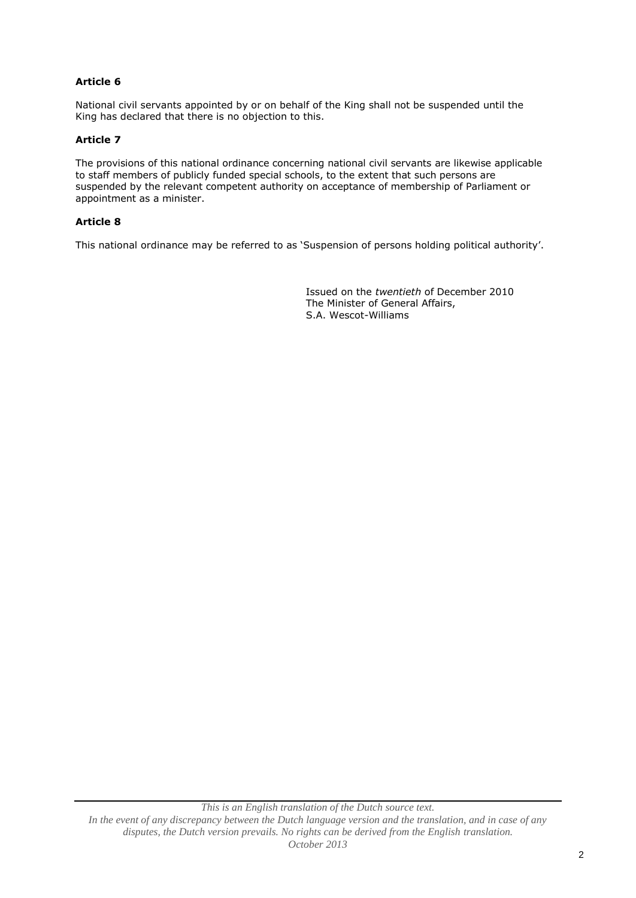**Article 6**

National civil servants appointed by or on behalf of the King shall not be suspended until the King has declared that there is no objection to this.

**Article 7**

The provisions of this national ordinance concerning national civil servants are likewise applicable to staff members of publicly funded special schools, to the extent that such persons are suspended by the relevant competent authority on acceptance of membership of Parliament or appointment as a minister.

**Article 8**

This national ordinance may be referred to as 'Suspension of persons holding political authority'.

Issued on the *twentieth* of December 2010
The Minister of General Affairs,
S.A. Wescot-Williams